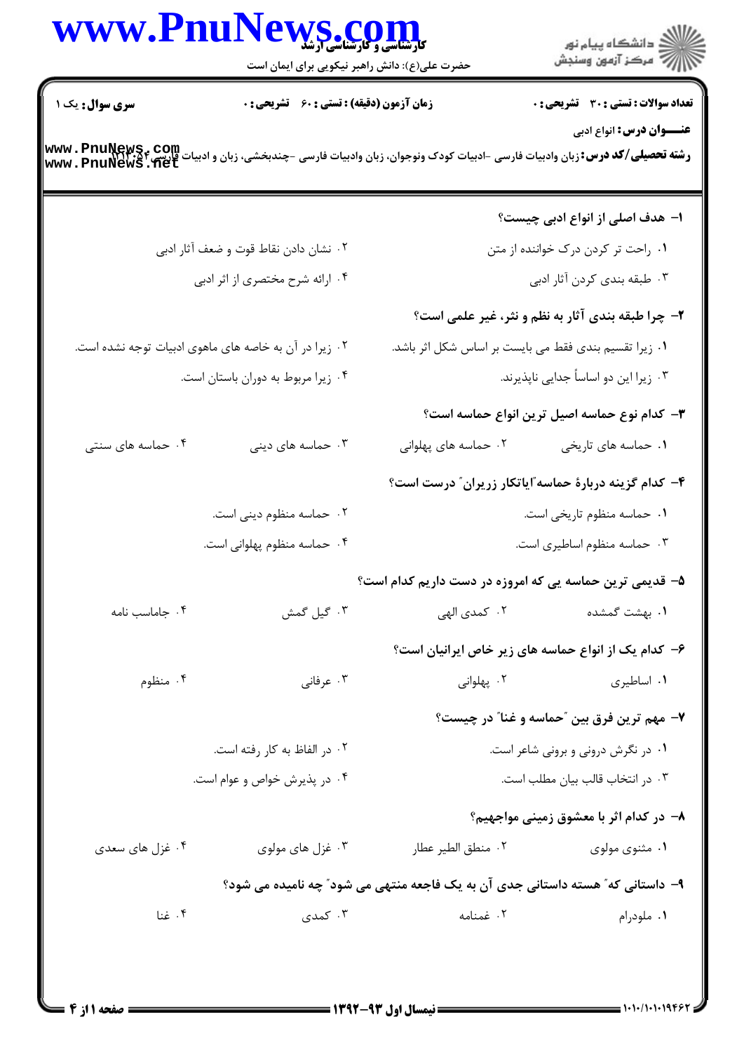**سری سوال:** یک ۱

**زمان آزمون (دقیقه) : تستی : ۶۰ تشریحی : ۰**

**تعداد سوالات : تستی : ۳۰ تشریحی : ۰**

**عنـــوان درس:** انواع ادبی

**رشته تحصیلی/کد درس:** زبان وادبیات فارسی -ادبیات کودک ونوجوان، زبان وادبیات فارسی -چندبخشی، زبان و ادبیات فارسی ۱۲۱۳۰۵۴

**۱- هدف اصلی از انواع ادبی چیست؟**

۱. راحت تر کردن درک خواننده از متن
۲. نشان دادن نقاط قوت و ضعف آثار ادبی
۳. طبقه بندی کردن آثار ادبی
۴. ارائه شرح مختصری از اثر ادبی

**۲- چرا طبقه بندی آثار به نظم و نثر، غیر علمی است؟**

۱. زیرا تقسیم بندی فقط می بایست بر اساس شکل اثر باشد.
۲. زیرا در آن به خاصه های ماهوی ادبیات توجه نشده است.
۳. زیرا این دو اساساً جدایی ناپذیرند.
۴. زیرا مربوط به دوران باستان است.

**۳- کدام نوع حماسه اصیل ترین انواع حماسه است؟**

۱. حماسه های تاریخی
۲. حماسه های پهلوانی
۳. حماسه های دینی
۴. حماسه های سنتی

**۴- کدام گزینه دربارهٔ حماسه"ایاتکار زریران" درست است؟**

۱. حماسه منظوم تاریخی است.
۲. حماسه منظوم دینی است.
۳. حماسه منظوم اساطیری است.
۴. حماسه منظوم پهلوانی است.

**۵- قدیمی ترین حماسه یی که امروزه در دست داریم کدام است؟**

۱. بهشت گمشده
۲. کمدی الهی
۳. گیل گمش
۴. جاماسب نامه

**۶- کدام یک از انواع حماسه های زیر خاص ایرانیان است؟**

۱. اساطیری
۲. پهلوانی
۳. عرفانی
۴. منظوم

**۷- مهم ترین فرق بین "حماسه و غنا" در چیست؟**

۱. در نگرش درونی و برونی شاعر است.
۲. در الفاظ به کار رفته است.
۳. در انتخاب قالب بیان مطلب است.
۴. در پذیرش خواص و عوام است.

**۸- در کدام اثر با معشوق زمینی مواجهیم؟**

۱. مثنوی مولوی
۲. منطق الطیر عطار
۳. غزل های مولوی
۴. غزل های سعدی

**۹- داستانی که" هسته داستانی جدی آن به یک فاجعه منتهی می شود" چه نامیده می شود؟**

۱. ملودرام
۲. غمنامه
۳. کمدی
۴. غنا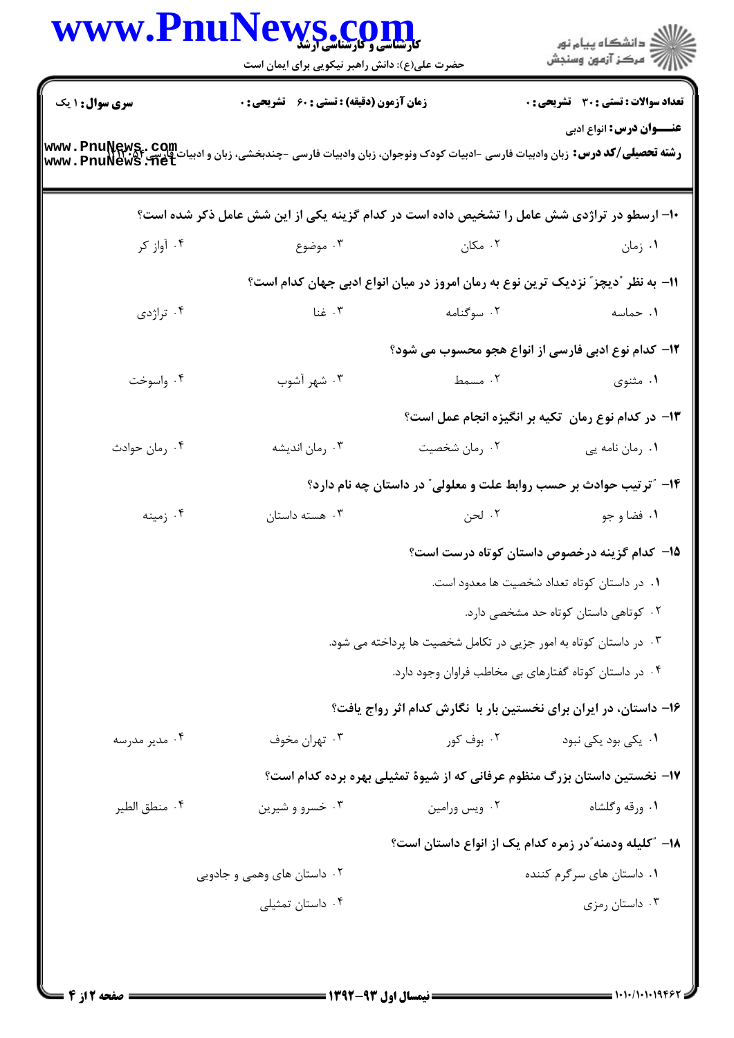**سری سوال:** ۱ یک | **زمان آزمون (دقیقه) : تستی : ۶۰ تشریحی : ۰** | **تعداد سوالات : تستی : ۳۰ تشریحی : ۰**

**عنـــوان درس:** انواع ادبی

**رشته تحصیلی/کد درس:** زبان وادبیات فارسی -ادبیات کودک ونوجوان، زبان وادبیات فارسی -چندبخشی، زبان و ادبیات فارسی ۱۲۱۳۰۵۴

۱۰- ارسطو در تراژدی شش عامل را تشخیص داده است در کدام گزینه یکی از این شش عامل ذکر شده است؟

۱. زمان
۲. مکان
۳. موضوع
۴. آواز کر

۱۱- به نظر "دیچز" نزدیک ترین نوع به رمان امروز در میان انواع ادبی جهان کدام است؟

۱. حماسه
۲. سوگنامه
۳. غنا
۴. تراژدی

۱۲- کدام نوع ادبی فارسی از انواع هجو محسوب می شود؟

۱. مثنوی
۲. مسمط
۳. شهر آشوب
۴. واسوخت

۱۳- در کدام نوع رمان تکیه بر انگیزه انجام عمل است؟

۱. رمان نامه یی
۲. رمان شخصیت
۳. رمان اندیشه
۴. رمان حوادث

۱۴- "ترتیب حوادث بر حسب روابط علت و معلولی" در داستان چه نام دارد؟

۱. فضا و جو
۲. لحن
۳. هسته داستان
۴. زمینه

۱۵- کدام گزینه درخصوص داستان کوتاه درست است؟

۱. در داستان کوتاه تعداد شخصیت ها معدود است.
۲. کوتاهی داستان کوتاه حد مشخصی دارد.
۳. در داستان کوتاه به امور جزیی در تکامل شخصیت ها پرداخته می شود.
۴. در داستان کوتاه گفتارهای بی مخاطب فراوان وجود دارد.

۱۶- داستان، در ایران برای نخستین بار با نگارش کدام اثر رواج یافت؟

۱. یکی بود یکی نبود
۲. بوف کور
۳. تهران مخوف
۴. مدیر مدرسه

۱۷- نخستین داستان بزرگ منظوم عرفانی که از شیوهٔ تمثیلی بهره برده کدام است؟

۱. ورقه وگلشاه
۲. ویس ورامین
۳. خسرو و شیرین
۴. منطق الطیر

۱۸- "کلیله ودمنه"در زمره کدام یک از انواع داستان است؟

۱. داستان های سرگرم کننده
۲. داستان های وهمی و جادویی
۳. داستان رمزی
۴. داستان تمثیلی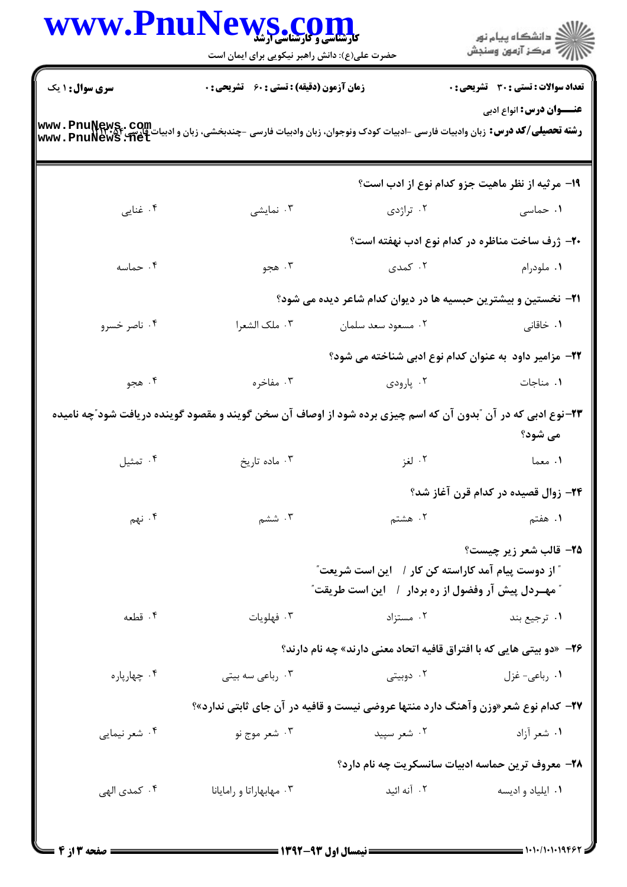**سری سوال:** ۱ یک | **زمان آزمون (دقیقه) : تستی : ۶۰ تشریحی : ۰** | **تعداد سوالات : تستی : ۳۰ تشریحی : ۰**

**عنـــوان درس:** انواع ادبی

**رشته تحصیلی/کد درس:** زبان وادبیات فارسی -ادبیات کودک ونوجوان، زبان وادبیات فارسی -چندبخشی، زبان و ادبیات فارسی ۱۲۱۳۰۵۴

---

**۱۹- مرثیه از نظر ماهیت جزو کدام نوع از ادب است؟**

۱. حماسی
۲. تراژدی
۳. نمایشی
۴. غنایی

**۲۰- ژرف ساخت مناظره در کدام نوع ادب نهفته است؟**

۱. ملودرام
۲. کمدی
۳. هجو
۴. حماسه

**۲۱- نخستین و بیشترین حبسیه ها در دیوان کدام شاعر دیده می شود؟**

۱. خاقانی
۲. مسعود سعد سلمان
۳. ملک الشعرا
۴. ناصر خسرو

**۲۲- مزامیر داود به عنوان کدام نوع ادبی شناخته می شود؟**

۱. مناجات
۲. پارودی
۳. مفاخره
۴. هجو

**۲۳-نوع ادبی که در آن "بدون آن که اسم چیزی برده شود از اوصاف آن سخن گویند و مقصود گوینده دریافت شود"چه نامیده می شود؟**

۱. معما
۲. لغز
۳. ماده تاریخ
۴. تمثیل

**۲۴- زوال قصیده در کدام قرن آغاز شد؟**

۱. هفتم
۲. هشتم
۳. ششم
۴. نهم

**۲۵- قالب شعر زیر چیست؟**

" از دوست پیام آمد کاراسته کن کار / این است شریعت"
" مهـردل پیش آر وفضول از ره بردار / این است طریقت"

۱. ترجیع بند
۲. مستزاد
۳. فهلویات
۴. قطعه

**۲۶- «دو بیتی هایی که با افتراق قافیه اتحاد معنی دارند» چه نام دارند؟**

۱. رباعی- غزل
۲. دوبیتی
۳. رباعی سه بیتی
۴. چهارپاره

**۲۷- کدام نوع شعر«وزن وآهنگ دارد منتها عروضی نیست و قافیه در آن جای ثابتی ندارد»؟**

۱. شعر آزاد
۲. شعر سپید
۳. شعر موج نو
۴. شعر نیمایی

**۲۸- معروف ترین حماسه ادبیات سانسکریت چه نام دارد؟**

۱. ایلیاد و ادیسه
۲. آنه ائید
۳. مهابهاراتا و رامایانا
۴. کمدی الهی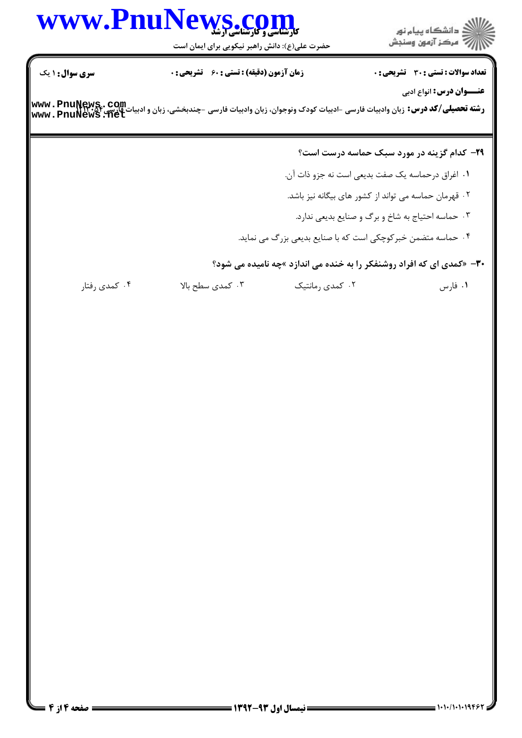**۲۹- کدام گزینه در مورد سبک حماسه درست است؟**

۱. اغراق درحماسه یک صفت بدیعی است نه جزو ذات آن.

۲. قهرمان حماسه می تواند از کشور های بیگانه نیز باشد.

۳. حماسه احتیاج به شاخ و برگ و صنایع بدیعی ندارد.

۴. حماسه متضمن خبرکوچکی است که با صنایع بدیعی بزرگ می نماید.

**۳۰- «کمدی ای که افراد روشنفکر را به خنده می اندازد »چه نامیده می شود؟**

۱. فارس

۲. کمدی رمانتیک

۳. کمدی سطح بالا

۴. کمدی رفتار